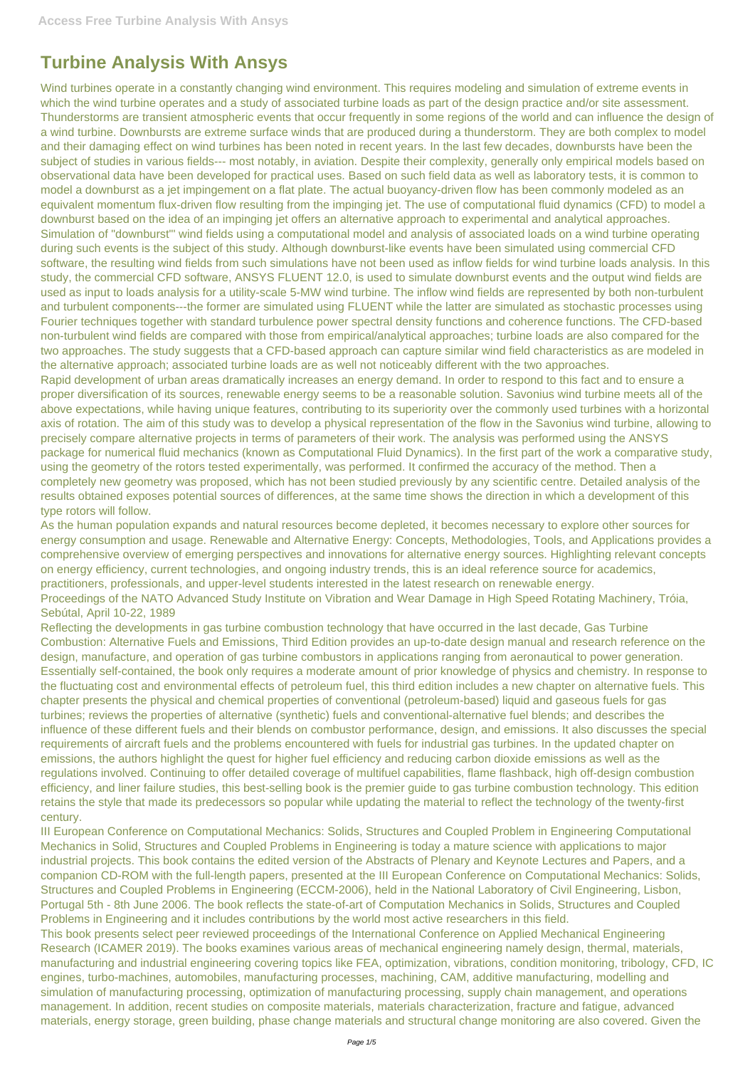# Turbine Analysis With Ansys

Wind turbines operate in a constantly changing wind environment. This requires modeling and simulation of extreme events in which the wind turbine operates and a study of associated turbine loads as part of the design practice and/or site assessment. Thunderstorms are transient atmospheric events that occur frequently in some regions of the world and can influence the design of a wind turbine. Downbursts are extreme surface winds that are produced during a thunderstorm. They are both complex to model and their damaging effect on wind turbines has been noted in recent years. In the last few decades, downbursts have been the subject of studies in various fields--- most notably, in aviation. Despite their complexity, generally only empirical models based on observational data have been developed for practical uses. Based on such field data as well as laboratory tests, it is common to model a downburst as a jet impingement on a flat plate. The actual buoyancy-driven flow has been commonly modeled as an equivalent momentum flux-driven flow resulting from the impinging jet. The use of computational fluid dynamics (CFD) to model a downburst based on the idea of an impinging jet offers an alternative approach to experimental and analytical approaches. Simulation of "downburst"' wind fields using a computational model and analysis of associated loads on a wind turbine operating during such events is the subject of this study. Although downburst-like events have been simulated using commercial CFD software, the resulting wind fields from such simulations have not been used as inflow fields for wind turbine loads analysis. In this study, the commercial CFD software, ANSYS FLUENT 12.0, is used to simulate downburst events and the output wind fields are used as input to loads analysis for a utility-scale 5-MW wind turbine. The inflow wind fields are represented by both non-turbulent and turbulent components---the former are simulated using FLUENT while the latter are simulated as stochastic processes using Fourier techniques together with standard turbulence power spectral density functions and coherence functions. The CFD-based non-turbulent wind fields are compared with those from empirical/analytical approaches; turbine loads are also compared for the two approaches. The study suggests that a CFD-based approach can capture similar wind field characteristics as are modeled in the alternative approach; associated turbine loads are as well not noticeably different with the two approaches.

Rapid development of urban areas dramatically increases an energy demand. In order to respond to this fact and to ensure a proper diversification of its sources, renewable energy seems to be a reasonable solution. Savonius wind turbine meets all of the above expectations, while having unique features, contributing to its superiority over the commonly used turbines with a horizontal axis of rotation. The aim of this study was to develop a physical representation of the flow in the Savonius wind turbine, allowing to precisely compare alternative projects in terms of parameters of their work. The analysis was performed using the ANSYS package for numerical fluid mechanics (known as Computational Fluid Dynamics). In the first part of the work a comparative study, using the geometry of the rotors tested experimentally, was performed. It confirmed the accuracy of the method. Then a completely new geometry was proposed, which has not been studied previously by any scientific centre. Detailed analysis of the results obtained exposes potential sources of differences, at the same time shows the direction in which a development of this type rotors will follow.

As the human population expands and natural resources become depleted, it becomes necessary to explore other sources for energy consumption and usage. Renewable and Alternative Energy: Concepts, Methodologies, Tools, and Applications provides a comprehensive overview of emerging perspectives and innovations for alternative energy sources. Highlighting relevant concepts on energy efficiency, current technologies, and ongoing industry trends, this is an ideal reference source for academics, practitioners, professionals, and upper-level students interested in the latest research on renewable energy.

Proceedings of the NATO Advanced Study Institute on Vibration and Wear Damage in High Speed Rotating Machinery, Tróia, Sebútal, April 10-22, 1989

Reflecting the developments in gas turbine combustion technology that have occurred in the last decade, Gas Turbine Combustion: Alternative Fuels and Emissions, Third Edition provides an up-to-date design manual and research reference on the design, manufacture, and operation of gas turbine combustors in applications ranging from aeronautical to power generation. Essentially self-contained, the book only requires a moderate amount of prior knowledge of physics and chemistry. In response to the fluctuating cost and environmental effects of petroleum fuel, this third edition includes a new chapter on alternative fuels. This chapter presents the physical and chemical properties of conventional (petroleum-based) liquid and gaseous fuels for gas turbines; reviews the properties of alternative (synthetic) fuels and conventional-alternative fuel blends; and describes the influence of these different fuels and their blends on combustor performance, design, and emissions. It also discusses the special requirements of aircraft fuels and the problems encountered with fuels for industrial gas turbines. In the updated chapter on emissions, the authors highlight the quest for higher fuel efficiency and reducing carbon dioxide emissions as well as the regulations involved. Continuing to offer detailed coverage of multifuel capabilities, flame flashback, high off-design combustion efficiency, and liner failure studies, this best-selling book is the premier guide to gas turbine combustion technology. This edition retains the style that made its predecessors so popular while updating the material to reflect the technology of the twenty-first century.

III European Conference on Computational Mechanics: Solids, Structures and Coupled Problem in Engineering Computational Mechanics in Solid, Structures and Coupled Problems in Engineering is today a mature science with applications to major industrial projects. This book contains the edited version of the Abstracts of Plenary and Keynote Lectures and Papers, and a companion CD-ROM with the full-length papers, presented at the III European Conference on Computational Mechanics: Solids, Structures and Coupled Problems in Engineering (ECCM-2006), held in the National Laboratory of Civil Engineering, Lisbon, Portugal 5th - 8th June 2006. The book reflects the state-of-art of Computation Mechanics in Solids, Structures and Coupled Problems in Engineering and it includes contributions by the world most active researchers in this field.

This book presents select peer reviewed proceedings of the International Conference on Applied Mechanical Engineering Research (ICAMER 2019). The books examines various areas of mechanical engineering namely design, thermal, materials, manufacturing and industrial engineering covering topics like FEA, optimization, vibrations, condition monitoring, tribology, CFD, IC engines, turbo-machines, automobiles, manufacturing processes, machining, CAM, additive manufacturing, modelling and simulation of manufacturing processing, optimization of manufacturing processing, supply chain management, and operations management. In addition, recent studies on composite materials, materials characterization, fracture and fatigue, advanced materials, energy storage, green building, phase change materials and structural change monitoring are also covered. Given the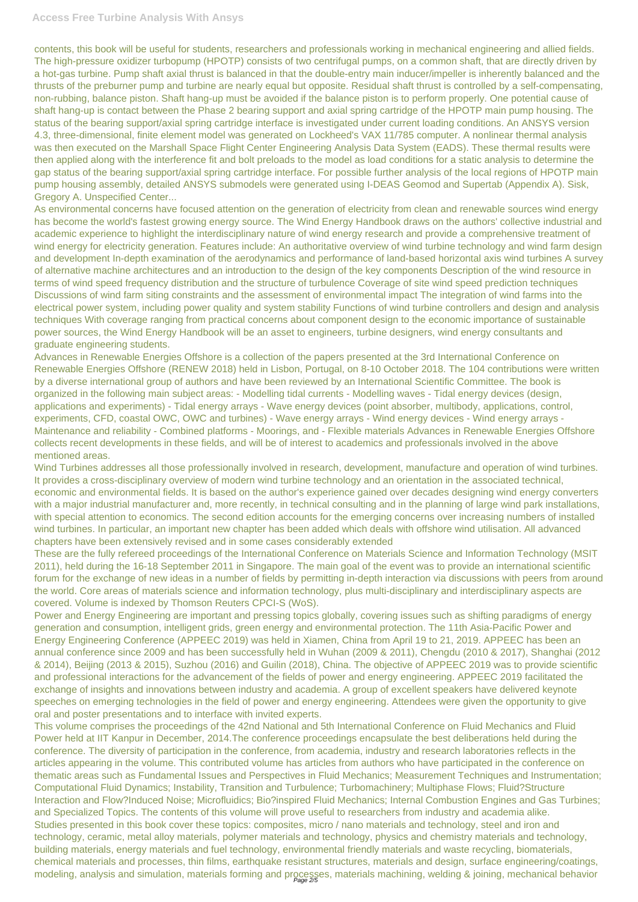contents, this book will be useful for students, researchers and professionals working in mechanical engineering and allied fields.

The high-pressure oxidizer turbopump (HPOTP) consists of two centrifugal pumps, on a common shaft, that are directly driven by a hot-gas turbine. Pump shaft axial thrust is balanced in that the double-entry main inducer/impeller is inherently balanced and the thrusts of the preburner pump and turbine are nearly equal but opposite. Residual shaft thrust is controlled by a self-compensating, non-rubbing, balance piston. Shaft hang-up must be avoided if the balance piston is to perform properly. One potential cause of shaft hang-up is contact between the Phase 2 bearing support and axial spring cartridge of the HPOTP main pump housing. The status of the bearing support/axial spring cartridge interface is investigated under current loading conditions. An ANSYS version 4.3, three-dimensional, finite element model was generated on Lockheed's VAX 11/785 computer. A nonlinear thermal analysis was then executed on the Marshall Space Flight Center Engineering Analysis Data System (EADS). These thermal results were then applied along with the interference fit and bolt preloads to the model as load conditions for a static analysis to determine the gap status of the bearing support/axial spring cartridge interface. For possible further analysis of the local regions of HPOTP main pump housing assembly, detailed ANSYS submodels were generated using I-DEAS Geomod and Supertab (Appendix A). Sisk, Gregory A. Unspecified Center...

As environmental concerns have focused attention on the generation of electricity from clean and renewable sources wind energy has become the world's fastest growing energy source. The Wind Energy Handbook draws on the authors' collective industrial and academic experience to highlight the interdisciplinary nature of wind energy research and provide a comprehensive treatment of wind energy for electricity generation. Features include: An authoritative overview of wind turbine technology and wind farm design and development In-depth examination of the aerodynamics and performance of land-based horizontal axis wind turbines A survey of alternative machine architectures and an introduction to the design of the key components Description of the wind resource in terms of wind speed frequency distribution and the structure of turbulence Coverage of site wind speed prediction techniques Discussions of wind farm siting constraints and the assessment of environmental impact The integration of wind farms into the electrical power system, including power quality and system stability Functions of wind turbine controllers and design and analysis techniques With coverage ranging from practical concerns about component design to the economic importance of sustainable power sources, the Wind Energy Handbook will be an asset to engineers, turbine designers, wind energy consultants and graduate engineering students.

Advances in Renewable Energies Offshore is a collection of the papers presented at the 3rd International Conference on Renewable Energies Offshore (RENEW 2018) held in Lisbon, Portugal, on 8-10 October 2018. The 104 contributions were written by a diverse international group of authors and have been reviewed by an International Scientific Committee. The book is organized in the following main subject areas: - Modelling tidal currents - Modelling waves - Tidal energy devices (design, applications and experiments) - Tidal energy arrays - Wave energy devices (point absorber, multibody, applications, control, experiments, CFD, coastal OWC, OWC and turbines) - Wave energy arrays - Wind energy devices - Wind energy arrays - Maintenance and reliability - Combined platforms - Moorings, and - Flexible materials Advances in Renewable Energies Offshore collects recent developments in these fields, and will be of interest to academics and professionals involved in the above mentioned areas.

Wind Turbines addresses all those professionally involved in research, development, manufacture and operation of wind turbines. It provides a cross-disciplinary overview of modern wind turbine technology and an orientation in the associated technical, economic and environmental fields. It is based on the author's experience gained over decades designing wind energy converters with a major industrial manufacturer and, more recently, in technical consulting and in the planning of large wind park installations, with special attention to economics. The second edition accounts for the emerging concerns over increasing numbers of installed wind turbines. In particular, an important new chapter has been added which deals with offshore wind utilisation. All advanced chapters have been extensively revised and in some cases considerably extended

These are the fully refereed proceedings of the International Conference on Materials Science and Information Technology (MSIT 2011), held during the 16-18 September 2011 in Singapore. The main goal of the event was to provide an international scientific forum for the exchange of new ideas in a number of fields by permitting in-depth interaction via discussions with peers from around the world. Core areas of materials science and information technology, plus multi-disciplinary and interdisciplinary aspects are covered. Volume is indexed by Thomson Reuters CPCI-S (WoS).

Power and Energy Engineering are important and pressing topics globally, covering issues such as shifting paradigms of energy generation and consumption, intelligent grids, green energy and environmental protection. The 11th Asia-Pacific Power and Energy Engineering Conference (APPEEC 2019) was held in Xiamen, China from April 19 to 21, 2019. APPEEC has been an annual conference since 2009 and has been successfully held in Wuhan (2009 & 2011), Chengdu (2010 & 2017), Shanghai (2012 & 2014), Beijing (2013 & 2015), Suzhou (2016) and Guilin (2018), China. The objective of APPEEC 2019 was to provide scientific and professional interactions for the advancement of the fields of power and energy engineering. APPEEC 2019 facilitated the exchange of insights and innovations between industry and academia. A group of excellent speakers have delivered keynote speeches on emerging technologies in the field of power and energy engineering. Attendees were given the opportunity to give oral and poster presentations and to interface with invited experts.

This volume comprises the proceedings of the 42nd National and 5th International Conference on Fluid Mechanics and Fluid Power held at IIT Kanpur in December, 2014.The conference proceedings encapsulate the best deliberations held during the conference. The diversity of participation in the conference, from academia, industry and research laboratories reflects in the articles appearing in the volume. This contributed volume has articles from authors who have participated in the conference on thematic areas such as Fundamental Issues and Perspectives in Fluid Mechanics; Measurement Techniques and Instrumentation; Computational Fluid Dynamics; Instability, Transition and Turbulence; Turbomachinery; Multiphase Flows; Fluid?Structure Interaction and Flow?Induced Noise; Microfluidics; Bio?inspired Fluid Mechanics; Internal Combustion Engines and Gas Turbines; and Specialized Topics. The contents of this volume will prove useful to researchers from industry and academia alike.

Studies presented in this book cover these topics: composites, micro / nano materials and technology, steel and iron and technology, ceramic, metal alloy materials, polymer materials and technology, physics and chemistry materials and technology, building materials, energy materials and fuel technology, environmental friendly materials and waste recycling, biomaterials, chemical materials and processes, thin films, earthquake resistant structures, materials and design, surface engineering/coatings, modeling, analysis and simulation, materials forming and processes, materials machining, welding & joining, mechanical behavior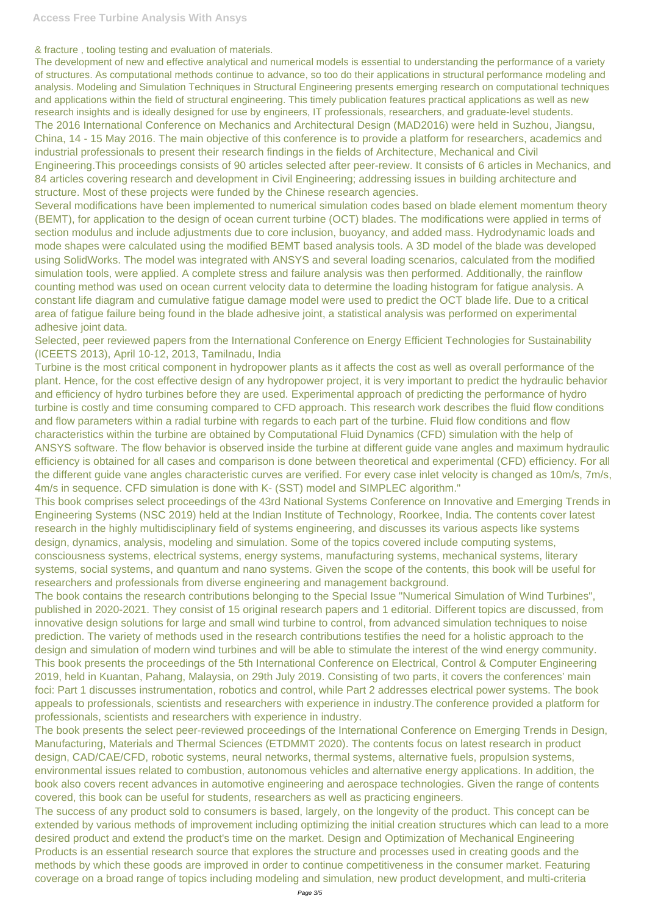& fracture , tooling testing and evaluation of materials.

The development of new and effective analytical and numerical models is essential to understanding the performance of a variety of structures. As computational methods continue to advance, so too do their applications in structural performance modeling and analysis. Modeling and Simulation Techniques in Structural Engineering presents emerging research on computational techniques and applications within the field of structural engineering. This timely publication features practical applications as well as new research insights and is ideally designed for use by engineers, IT professionals, researchers, and graduate-level students.

The 2016 International Conference on Mechanics and Architectural Design (MAD2016) were held in Suzhou, Jiangsu, China, 14 - 15 May 2016. The main objective of this conference is to provide a platform for researchers, academics and industrial professionals to present their research findings in the fields of Architecture, Mechanical and Civil Engineering.This proceedings consists of 90 articles selected after peer-review. It consists of 6 articles in Mechanics, and 84 articles covering research and development in Civil Engineering; addressing issues in building architecture and structure. Most of these projects were funded by the Chinese research agencies.

Several modifications have been implemented to numerical simulation codes based on blade element momentum theory (BEMT), for application to the design of ocean current turbine (OCT) blades. The modifications were applied in terms of section modulus and include adjustments due to core inclusion, buoyancy, and added mass. Hydrodynamic loads and mode shapes were calculated using the modified BEMT based analysis tools. A 3D model of the blade was developed using SolidWorks. The model was integrated with ANSYS and several loading scenarios, calculated from the modified simulation tools, were applied. A complete stress and failure analysis was then performed. Additionally, the rainflow counting method was used on ocean current velocity data to determine the loading histogram for fatigue analysis. A constant life diagram and cumulative fatigue damage model were used to predict the OCT blade life. Due to a critical area of fatigue failure being found in the blade adhesive joint, a statistical analysis was performed on experimental adhesive joint data.

Selected, peer reviewed papers from the International Conference on Energy Efficient Technologies for Sustainability (ICEETS 2013), April 10-12, 2013, Tamilnadu, India

Turbine is the most critical component in hydropower plants as it affects the cost as well as overall performance of the plant. Hence, for the cost effective design of any hydropower project, it is very important to predict the hydraulic behavior and efficiency of hydro turbines before they are used. Experimental approach of predicting the performance of hydro turbine is costly and time consuming compared to CFD approach. This research work describes the fluid flow conditions and flow parameters within a radial turbine with regards to each part of the turbine. Fluid flow conditions and flow characteristics within the turbine are obtained by Computational Fluid Dynamics (CFD) simulation with the help of ANSYS software. The flow behavior is observed inside the turbine at different guide vane angles and maximum hydraulic efficiency is obtained for all cases and comparison is done between theoretical and experimental (CFD) efficiency. For all the different guide vane angles characteristic curves are verified. For every case inlet velocity is changed as 10m/s, 7m/s, 4m/s in sequence. CFD simulation is done with K- (SST) model and SIMPLEC algorithm."

This book comprises select proceedings of the 43rd National Systems Conference on Innovative and Emerging Trends in Engineering Systems (NSC 2019) held at the Indian Institute of Technology, Roorkee, India. The contents cover latest research in the highly multidisciplinary field of systems engineering, and discusses its various aspects like systems design, dynamics, analysis, modeling and simulation. Some of the topics covered include computing systems, consciousness systems, electrical systems, energy systems, manufacturing systems, mechanical systems, literary systems, social systems, and quantum and nano systems. Given the scope of the contents, this book will be useful for researchers and professionals from diverse engineering and management background.

The book contains the research contributions belonging to the Special Issue "Numerical Simulation of Wind Turbines", published in 2020-2021. They consist of 15 original research papers and 1 editorial. Different topics are discussed, from innovative design solutions for large and small wind turbine to control, from advanced simulation techniques to noise prediction. The variety of methods used in the research contributions testifies the need for a holistic approach to the design and simulation of modern wind turbines and will be able to stimulate the interest of the wind energy community.

This book presents the proceedings of the 5th International Conference on Electrical, Control & Computer Engineering 2019, held in Kuantan, Pahang, Malaysia, on 29th July 2019. Consisting of two parts, it covers the conferences' main foci: Part 1 discusses instrumentation, robotics and control, while Part 2 addresses electrical power systems. The book appeals to professionals, scientists and researchers with experience in industry.The conference provided a platform for professionals, scientists and researchers with experience in industry.

The book presents the select peer-reviewed proceedings of the International Conference on Emerging Trends in Design, Manufacturing, Materials and Thermal Sciences (ETDMMT 2020). The contents focus on latest research in product design, CAD/CAE/CFD, robotic systems, neural networks, thermal systems, alternative fuels, propulsion systems, environmental issues related to combustion, autonomous vehicles and alternative energy applications. In addition, the book also covers recent advances in automotive engineering and aerospace technologies. Given the range of contents covered, this book can be useful for students, researchers as well as practicing engineers.

The success of any product sold to consumers is based, largely, on the longevity of the product. This concept can be extended by various methods of improvement including optimizing the initial creation structures which can lead to a more desired product and extend the product's time on the market. Design and Optimization of Mechanical Engineering Products is an essential research source that explores the structure and processes used in creating goods and the methods by which these goods are improved in order to continue competitiveness in the consumer market. Featuring coverage on a broad range of topics including modeling and simulation, new product development, and multi-criteria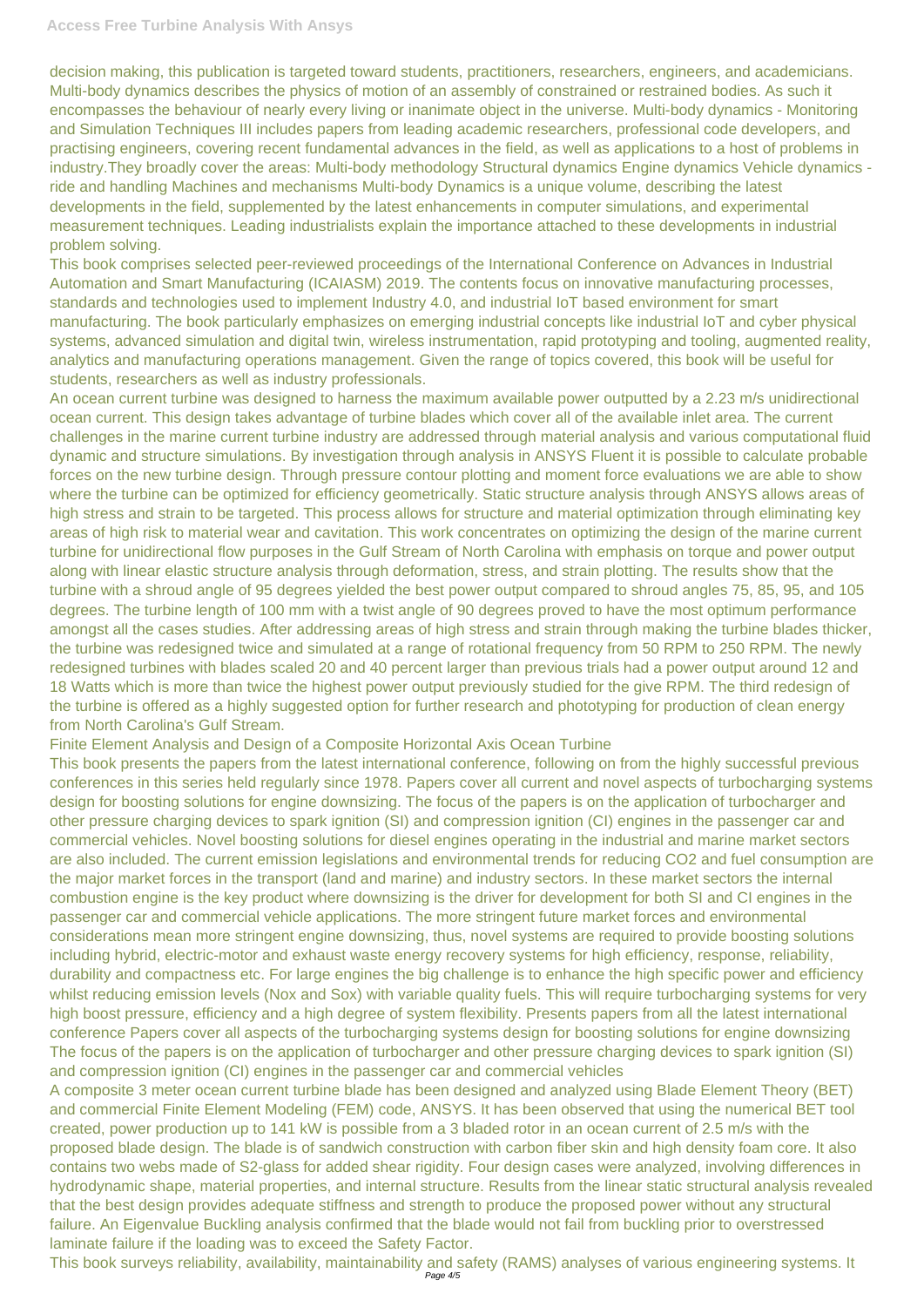decision making, this publication is targeted toward students, practitioners, researchers, engineers, and academicians.
Multi-body dynamics describes the physics of motion of an assembly of constrained or restrained bodies. As such it encompasses the behaviour of nearly every living or inanimate object in the universe. Multi-body dynamics - Monitoring and Simulation Techniques III includes papers from leading academic researchers, professional code developers, and practising engineers, covering recent fundamental advances in the field, as well as applications to a host of problems in industry.They broadly cover the areas: Multi-body methodology Structural dynamics Engine dynamics Vehicle dynamics - ride and handling Machines and mechanisms Multi-body Dynamics is a unique volume, describing the latest developments in the field, supplemented by the latest enhancements in computer simulations, and experimental measurement techniques. Leading industrialists explain the importance attached to these developments in industrial problem solving.

This book comprises selected peer-reviewed proceedings of the International Conference on Advances in Industrial Automation and Smart Manufacturing (ICAIASM) 2019. The contents focus on innovative manufacturing processes, standards and technologies used to implement Industry 4.0, and industrial IoT based environment for smart manufacturing. The book particularly emphasizes on emerging industrial concepts like industrial IoT and cyber physical systems, advanced simulation and digital twin, wireless instrumentation, rapid prototyping and tooling, augmented reality, analytics and manufacturing operations management. Given the range of topics covered, this book will be useful for students, researchers as well as industry professionals.

An ocean current turbine was designed to harness the maximum available power outputted by a 2.23 m/s unidirectional ocean current. This design takes advantage of turbine blades which cover all of the available inlet area. The current challenges in the marine current turbine industry are addressed through material analysis and various computational fluid dynamic and structure simulations. By investigation through analysis in ANSYS Fluent it is possible to calculate probable forces on the new turbine design. Through pressure contour plotting and moment force evaluations we are able to show where the turbine can be optimized for efficiency geometrically. Static structure analysis through ANSYS allows areas of high stress and strain to be targeted. This process allows for structure and material optimization through eliminating key areas of high risk to material wear and cavitation. This work concentrates on optimizing the design of the marine current turbine for unidirectional flow purposes in the Gulf Stream of North Carolina with emphasis on torque and power output along with linear elastic structure analysis through deformation, stress, and strain plotting. The results show that the turbine with a shroud angle of 95 degrees yielded the best power output compared to shroud angles 75, 85, 95, and 105 degrees. The turbine length of 100 mm with a twist angle of 90 degrees proved to have the most optimum performance amongst all the cases studies. After addressing areas of high stress and strain through making the turbine blades thicker, the turbine was redesigned twice and simulated at a range of rotational frequency from 50 RPM to 250 RPM. The newly redesigned turbines with blades scaled 20 and 40 percent larger than previous trials had a power output around 12 and 18 Watts which is more than twice the highest power output previously studied for the give RPM. The third redesign of the turbine is offered as a highly suggested option for further research and phototyping for production of clean energy from North Carolina's Gulf Stream.

Finite Element Analysis and Design of a Composite Horizontal Axis Ocean Turbine

This book presents the papers from the latest international conference, following on from the highly successful previous conferences in this series held regularly since 1978. Papers cover all current and novel aspects of turbocharging systems design for boosting solutions for engine downsizing. The focus of the papers is on the application of turbocharger and other pressure charging devices to spark ignition (SI) and compression ignition (CI) engines in the passenger car and commercial vehicles. Novel boosting solutions for diesel engines operating in the industrial and marine market sectors are also included. The current emission legislations and environmental trends for reducing CO2 and fuel consumption are the major market forces in the transport (land and marine) and industry sectors. In these market sectors the internal combustion engine is the key product where downsizing is the driver for development for both SI and CI engines in the passenger car and commercial vehicle applications. The more stringent future market forces and environmental considerations mean more stringent engine downsizing, thus, novel systems are required to provide boosting solutions including hybrid, electric-motor and exhaust waste energy recovery systems for high efficiency, response, reliability, durability and compactness etc. For large engines the big challenge is to enhance the high specific power and efficiency whilst reducing emission levels (Nox and Sox) with variable quality fuels. This will require turbocharging systems for very high boost pressure, efficiency and a high degree of system flexibility. Presents papers from all the latest international conference Papers cover all aspects of the turbocharging systems design for boosting solutions for engine downsizing The focus of the papers is on the application of turbocharger and other pressure charging devices to spark ignition (SI) and compression ignition (CI) engines in the passenger car and commercial vehicles

A composite 3 meter ocean current turbine blade has been designed and analyzed using Blade Element Theory (BET) and commercial Finite Element Modeling (FEM) code, ANSYS. It has been observed that using the numerical BET tool created, power production up to 141 kW is possible from a 3 bladed rotor in an ocean current of 2.5 m/s with the proposed blade design. The blade is of sandwich construction with carbon fiber skin and high density foam core. It also contains two webs made of S2-glass for added shear rigidity. Four design cases were analyzed, involving differences in hydrodynamic shape, material properties, and internal structure. Results from the linear static structural analysis revealed that the best design provides adequate stiffness and strength to produce the proposed power without any structural failure. An Eigenvalue Buckling analysis confirmed that the blade would not fail from buckling prior to overstressed laminate failure if the loading was to exceed the Safety Factor.

This book surveys reliability, availability, maintainability and safety (RAMS) analyses of various engineering systems. It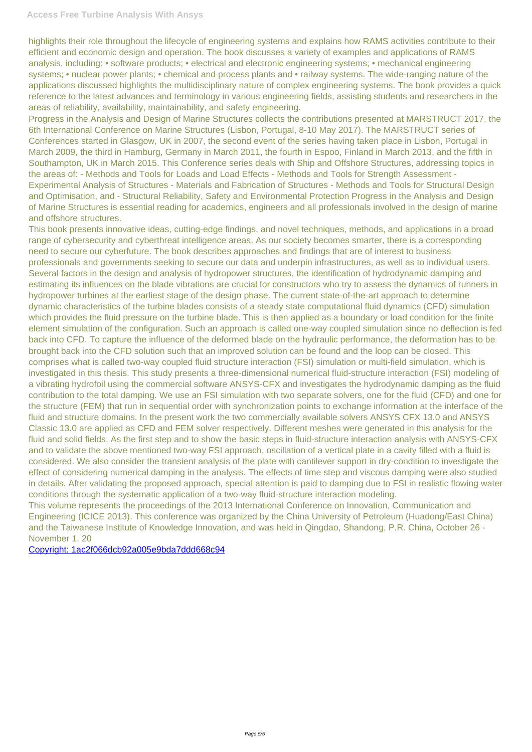highlights their role throughout the lifecycle of engineering systems and explains how RAMS activities contribute to their efficient and economic design and operation. The book discusses a variety of examples and applications of RAMS analysis, including: • software products; • electrical and electronic engineering systems; • mechanical engineering systems; • nuclear power plants; • chemical and process plants and • railway systems. The wide-ranging nature of the applications discussed highlights the multidisciplinary nature of complex engineering systems. The book provides a quick reference to the latest advances and terminology in various engineering fields, assisting students and researchers in the areas of reliability, availability, maintainability, and safety engineering.

Progress in the Analysis and Design of Marine Structures collects the contributions presented at MARSTRUCT 2017, the 6th International Conference on Marine Structures (Lisbon, Portugal, 8-10 May 2017). The MARSTRUCT series of Conferences started in Glasgow, UK in 2007, the second event of the series having taken place in Lisbon, Portugal in March 2009, the third in Hamburg, Germany in March 2011, the fourth in Espoo, Finland in March 2013, and the fifth in Southampton, UK in March 2015. This Conference series deals with Ship and Offshore Structures, addressing topics in the areas of: - Methods and Tools for Loads and Load Effects - Methods and Tools for Strength Assessment - Experimental Analysis of Structures - Materials and Fabrication of Structures - Methods and Tools for Structural Design and Optimisation, and - Structural Reliability, Safety and Environmental Protection Progress in the Analysis and Design of Marine Structures is essential reading for academics, engineers and all professionals involved in the design of marine and offshore structures.

This book presents innovative ideas, cutting-edge findings, and novel techniques, methods, and applications in a broad range of cybersecurity and cyberthreat intelligence areas. As our society becomes smarter, there is a corresponding need to secure our cyberfuture. The book describes approaches and findings that are of interest to business professionals and governments seeking to secure our data and underpin infrastructures, as well as to individual users.

Several factors in the design and analysis of hydropower structures, the identification of hydrodynamic damping and estimating its influences on the blade vibrations are crucial for constructors who try to assess the dynamics of runners in hydropower turbines at the earliest stage of the design phase. The current state-of-the-art approach to determine dynamic characteristics of the turbine blades consists of a steady state computational fluid dynamics (CFD) simulation which provides the fluid pressure on the turbine blade. This is then applied as a boundary or load condition for the finite element simulation of the configuration. Such an approach is called one-way coupled simulation since no deflection is fed back into CFD. To capture the influence of the deformed blade on the hydraulic performance, the deformation has to be brought back into the CFD solution such that an improved solution can be found and the loop can be closed. This comprises what is called two-way coupled fluid structure interaction (FSI) simulation or multi-field simulation, which is investigated in this thesis. This study presents a three-dimensional numerical fluid-structure interaction (FSI) modeling of a vibrating hydrofoil using the commercial software ANSYS-CFX and investigates the hydrodynamic damping as the fluid contribution to the total damping. We use an FSI simulation with two separate solvers, one for the fluid (CFD) and one for the structure (FEM) that run in sequential order with synchronization points to exchange information at the interface of the fluid and structure domains. In the present work the two commercially available solvers ANSYS CFX 13.0 and ANSYS Classic 13.0 are applied as CFD and FEM solver respectively. Different meshes were generated in this analysis for the fluid and solid fields. As the first step and to show the basic steps in fluid-structure interaction analysis with ANSYS-CFX and to validate the above mentioned two-way FSI approach, oscillation of a vertical plate in a cavity filled with a fluid is considered. We also consider the transient analysis of the plate with cantilever support in dry-condition to investigate the effect of considering numerical damping in the analysis. The effects of time step and viscous damping were also studied in details. After validating the proposed approach, special attention is paid to damping due to FSI in realistic flowing water conditions through the systematic application of a two-way fluid-structure interaction modeling.

This volume represents the proceedings of the 2013 International Conference on Innovation, Communication and Engineering (ICICE 2013). This conference was organized by the China University of Petroleum (Huadong/East China) and the Taiwanese Institute of Knowledge Innovation, and was held in Qingdao, Shandong, P.R. China, October 26 - November 1, 20

Copyright: 1ac2f066dcb92a005e9bda7ddd668c94